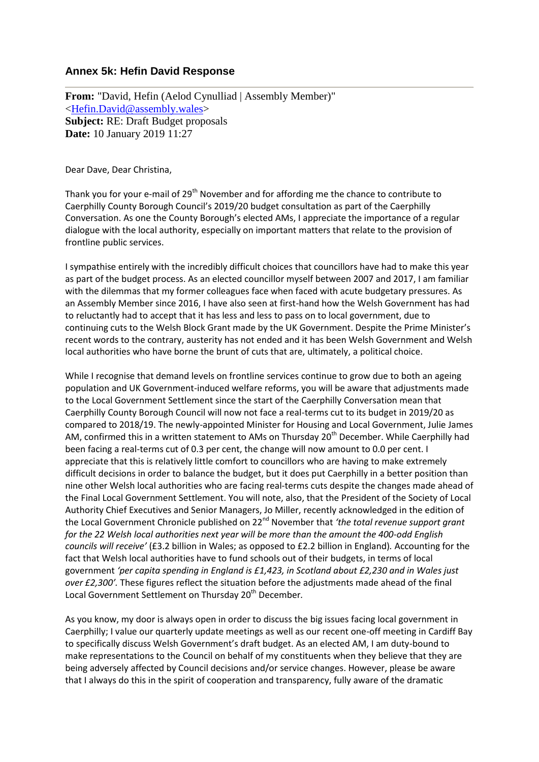### Annex 5k: Hefin David Response

**From:** "David, Hefin (Aelod Cynulliad | Assembly Member)" <Hefin.David@assembly.wales>
**Subject:** RE: Draft Budget proposals
**Date:** 10 January 2019 11:27

Dear Dave, Dear Christina,

Thank you for your e-mail of 29th November and for affording me the chance to contribute to Caerphilly County Borough Council's 2019/20 budget consultation as part of the Caerphilly Conversation. As one the County Borough's elected AMs, I appreciate the importance of a regular dialogue with the local authority, especially on important matters that relate to the provision of frontline public services.

I sympathise entirely with the incredibly difficult choices that councillors have had to make this year as part of the budget process. As an elected councillor myself between 2007 and 2017, I am familiar with the dilemmas that my former colleagues face when faced with acute budgetary pressures. As an Assembly Member since 2016, I have also seen at first-hand how the Welsh Government has had to reluctantly had to accept that it has less and less to pass on to local government, due to continuing cuts to the Welsh Block Grant made by the UK Government. Despite the Prime Minister's recent words to the contrary, austerity has not ended and it has been Welsh Government and Welsh local authorities who have borne the brunt of cuts that are, ultimately, a political choice.

While I recognise that demand levels on frontline services continue to grow due to both an ageing population and UK Government-induced welfare reforms, you will be aware that adjustments made to the Local Government Settlement since the start of the Caerphilly Conversation mean that Caerphilly County Borough Council will now not face a real-terms cut to its budget in 2019/20 as compared to 2018/19. The newly-appointed Minister for Housing and Local Government, Julie James AM, confirmed this in a written statement to AMs on Thursday 20th December. While Caerphilly had been facing a real-terms cut of 0.3 per cent, the change will now amount to 0.0 per cent. I appreciate that this is relatively little comfort to councillors who are having to make extremely difficult decisions in order to balance the budget, but it does put Caerphilly in a better position than nine other Welsh local authorities who are facing real-terms cuts despite the changes made ahead of the Final Local Government Settlement. You will note, also, that the President of the Society of Local Authority Chief Executives and Senior Managers, Jo Miller, recently acknowledged in the edition of the Local Government Chronicle published on 22nd November that *'the total revenue support grant for the 22 Welsh local authorities next year will be more than the amount the 400-odd English councils will receive'* (£3.2 billion in Wales; as opposed to £2.2 billion in England)*.* Accounting for the fact that Welsh local authorities have to fund schools out of their budgets, in terms of local government *'per capita spending in England is £1,423, in Scotland about £2,230 and in Wales just over £2,300'.* These figures reflect the situation before the adjustments made ahead of the final Local Government Settlement on Thursday 20th December*.*

As you know, my door is always open in order to discuss the big issues facing local government in Caerphilly; I value our quarterly update meetings as well as our recent one-off meeting in Cardiff Bay to specifically discuss Welsh Government's draft budget. As an elected AM, I am duty-bound to make representations to the Council on behalf of my constituents when they believe that they are being adversely affected by Council decisions and/or service changes. However, please be aware that I always do this in the spirit of cooperation and transparency, fully aware of the dramatic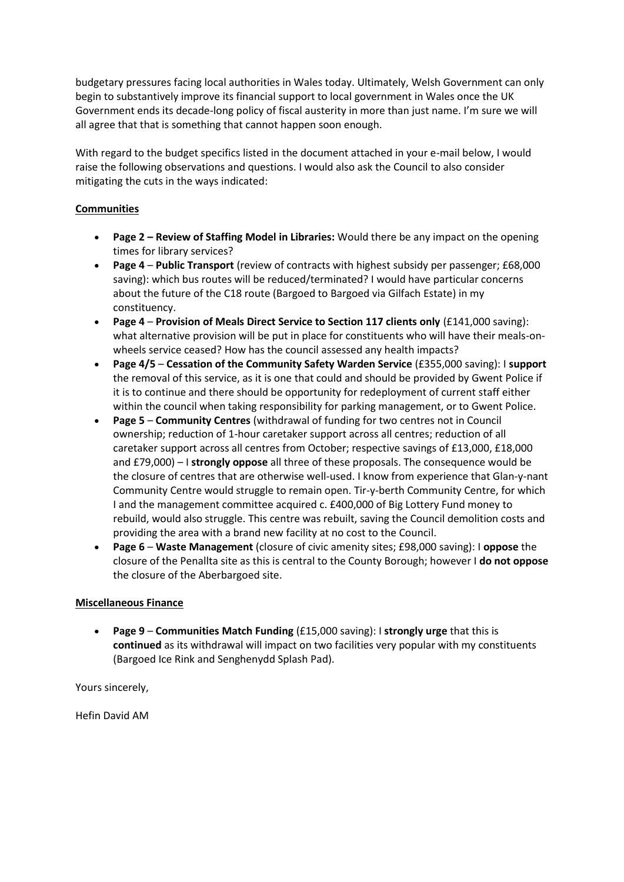budgetary pressures facing local authorities in Wales today. Ultimately, Welsh Government can only begin to substantively improve its financial support to local government in Wales once the UK Government ends its decade-long policy of fiscal austerity in more than just name. I'm sure we will all agree that that is something that cannot happen soon enough.

With regard to the budget specifics listed in the document attached in your e-mail below, I would raise the following observations and questions. I would also ask the Council to also consider mitigating the cuts in the ways indicated:

**Communities**

- **Page 2 – Review of Staffing Model in Libraries:** Would there be any impact on the opening times for library services?
- **Page 4** – **Public Transport** (review of contracts with highest subsidy per passenger; £68,000 saving): which bus routes will be reduced/terminated? I would have particular concerns about the future of the C18 route (Bargoed to Bargoed via Gilfach Estate) in my constituency.
- **Page 4** – **Provision of Meals Direct Service to Section 117 clients only** (£141,000 saving): what alternative provision will be put in place for constituents who will have their meals-on-wheels service ceased? How has the council assessed any health impacts?
- **Page 4/5** – **Cessation of the Community Safety Warden Service** (£355,000 saving): I **support** the removal of this service, as it is one that could and should be provided by Gwent Police if it is to continue and there should be opportunity for redeployment of current staff either within the council when taking responsibility for parking management, or to Gwent Police.
- **Page 5** – **Community Centres** (withdrawal of funding for two centres not in Council ownership; reduction of 1-hour caretaker support across all centres; reduction of all caretaker support across all centres from October; respective savings of £13,000, £18,000 and £79,000) – I **strongly oppose** all three of these proposals. The consequence would be the closure of centres that are otherwise well-used. I know from experience that Glan-y-nant Community Centre would struggle to remain open. Tir-y-berth Community Centre, for which I and the management committee acquired c. £400,000 of Big Lottery Fund money to rebuild, would also struggle. This centre was rebuilt, saving the Council demolition costs and providing the area with a brand new facility at no cost to the Council.
- **Page 6** – **Waste Management** (closure of civic amenity sites; £98,000 saving): I **oppose** the closure of the Penallta site as this is central to the County Borough; however I **do not oppose** the closure of the Aberbargoed site.

**Miscellaneous Finance**

- **Page 9** – **Communities Match Funding** (£15,000 saving): I **strongly urge** that this is **continued** as its withdrawal will impact on two facilities very popular with my constituents (Bargoed Ice Rink and Senghenydd Splash Pad).

Yours sincerely,

Hefin David AM